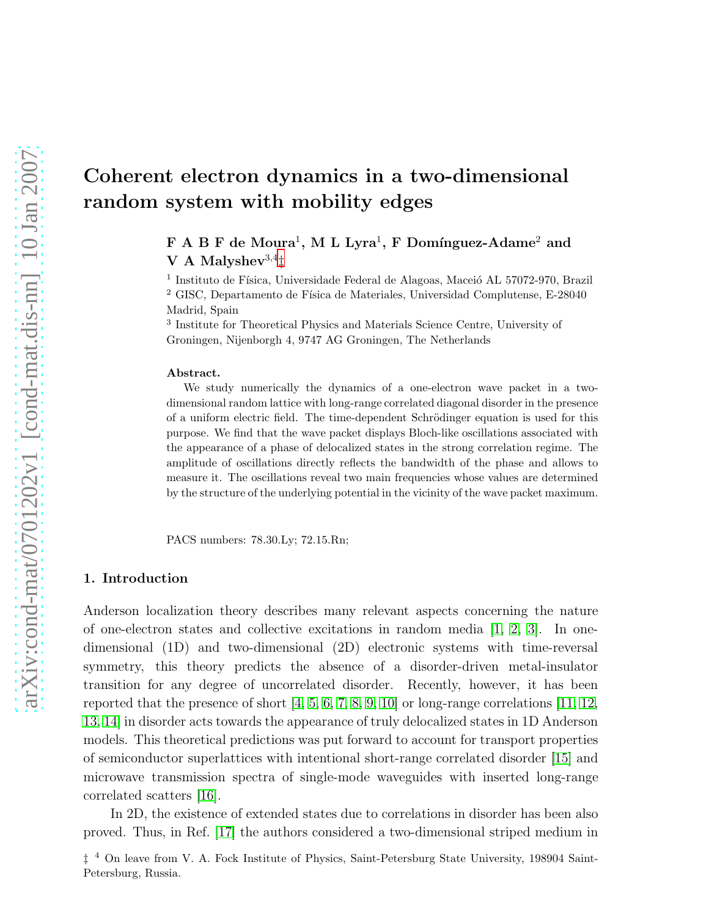# Coherent electron dynamics in a two-dimensional random system with mobility edges

**F A B F de Moura**[1], **M L Lyra**[1], **F Domínguez-Adame**[2] **and V A Malyshev**[3,4]‡

[1] Instituto de Física, Universidade Federal de Alagoas, Maceió AL 57072-970, Brazil

[2] GISC, Departamento de Física de Materiales, Universidad Complutense, E-28040 Madrid, Spain

[3] Institute for Theoretical Physics and Materials Science Centre, University of Groningen, Nijenborgh 4, 9747 AG Groningen, The Netherlands

**Abstract.** We study numerically the dynamics of a one-electron wave packet in a two-dimensional random lattice with long-range correlated diagonal disorder in the presence of a uniform electric field. The time-dependent Schrödinger equation is used for this purpose. We find that the wave packet displays Bloch-like oscillations associated with the appearance of a phase of delocalized states in the strong correlation regime. The amplitude of oscillations directly reflects the bandwidth of the phase and allows to measure it. The oscillations reveal two main frequencies whose values are determined by the structure of the underlying potential in the vicinity of the wave packet maximum.

PACS numbers: 78.30.Ly; 72.15.Rn;

## 1. Introduction

Anderson localization theory describes many relevant aspects concerning the nature of one-electron states and collective excitations in random media [1, 2, 3]. In one-dimensional (1D) and two-dimensional (2D) electronic systems with time-reversal symmetry, this theory predicts the absence of a disorder-driven metal-insulator transition for any degree of uncorrelated disorder. Recently, however, it has been reported that the presence of short [4, 5, 6, 7, 8, 9, 10] or long-range correlations [11, 12, 13, 14] in disorder acts towards the appearance of truly delocalized states in 1D Anderson models. This theoretical predictions was put forward to account for transport properties of semiconductor superlattices with intentional short-range correlated disorder [15] and microwave transmission spectra of single-mode waveguides with inserted long-range correlated scatters [16].

In 2D, the existence of extended states due to correlations in disorder has been also proved. Thus, in Ref. [17] the authors considered a two-dimensional striped medium in

‡ [4] On leave from V. A. Fock Institute of Physics, Saint-Petersburg State University, 198904 Saint-Petersburg, Russia.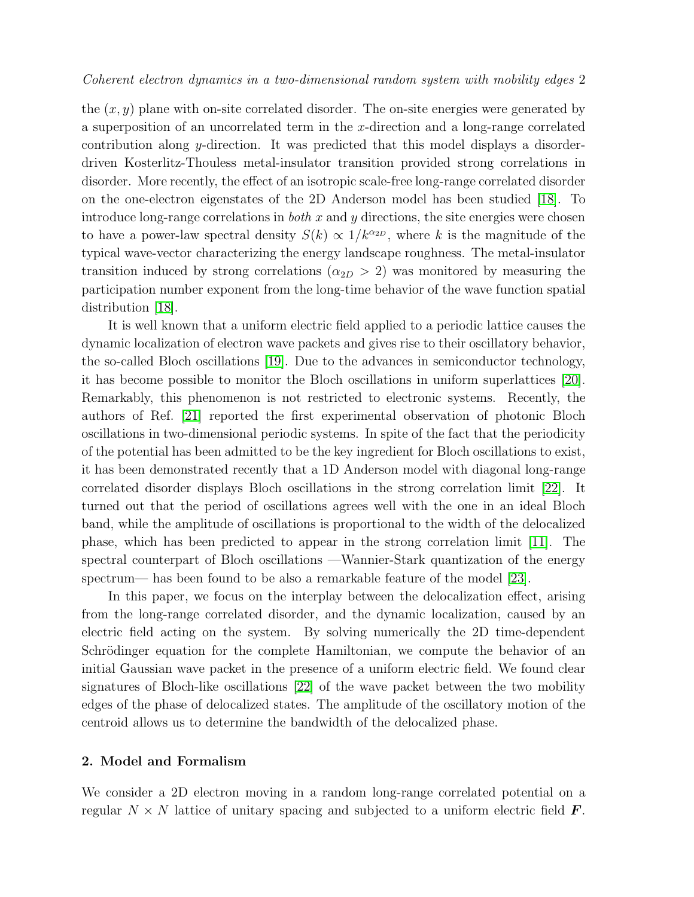the $(x, y)$ plane with on-site correlated disorder. The on-site energies were generated by a superposition of an uncorrelated term in the $x$-direction and a long-range correlated contribution along $y$-direction. It was predicted that this model displays a disorder-driven Kosterlitz-Thouless metal-insulator transition provided strong correlations in disorder. More recently, the effect of an isotropic scale-free long-range correlated disorder on the one-electron eigenstates of the 2D Anderson model has been studied [18]. To introduce long-range correlations in *both* $x$ and $y$ directions, the site energies were chosen to have a power-law spectral density $S(k) \propto 1/k^{\alpha_{2D}}$, where $k$ is the magnitude of the typical wave-vector characterizing the energy landscape roughness. The metal-insulator transition induced by strong correlations ($\alpha_{2D} > 2$) was monitored by measuring the participation number exponent from the long-time behavior of the wave function spatial distribution [18].

It is well known that a uniform electric field applied to a periodic lattice causes the dynamic localization of electron wave packets and gives rise to their oscillatory behavior, the so-called Bloch oscillations [19]. Due to the advances in semiconductor technology, it has become possible to monitor the Bloch oscillations in uniform superlattices [20]. Remarkably, this phenomenon is not restricted to electronic systems. Recently, the authors of Ref. [21] reported the first experimental observation of photonic Bloch oscillations in two-dimensional periodic systems. In spite of the fact that the periodicity of the potential has been admitted to be the key ingredient for Bloch oscillations to exist, it has been demonstrated recently that a 1D Anderson model with diagonal long-range correlated disorder displays Bloch oscillations in the strong correlation limit [22]. It turned out that the period of oscillations agrees well with the one in an ideal Bloch band, while the amplitude of oscillations is proportional to the width of the delocalized phase, which has been predicted to appear in the strong correlation limit [11]. The spectral counterpart of Bloch oscillations —Wannier-Stark quantization of the energy spectrum— has been found to be also a remarkable feature of the model [23].

In this paper, we focus on the interplay between the delocalization effect, arising from the long-range correlated disorder, and the dynamic localization, caused by an electric field acting on the system. By solving numerically the 2D time-dependent Schrödinger equation for the complete Hamiltonian, we compute the behavior of an initial Gaussian wave packet in the presence of a uniform electric field. We found clear signatures of Bloch-like oscillations [22] of the wave packet between the two mobility edges of the phase of delocalized states. The amplitude of the oscillatory motion of the centroid allows us to determine the bandwidth of the delocalized phase.

## 2. Model and Formalism

We consider a 2D electron moving in a random long-range correlated potential on a regular $N \times N$ lattice of unitary spacing and subjected to a uniform electric field $\boldsymbol{F}$.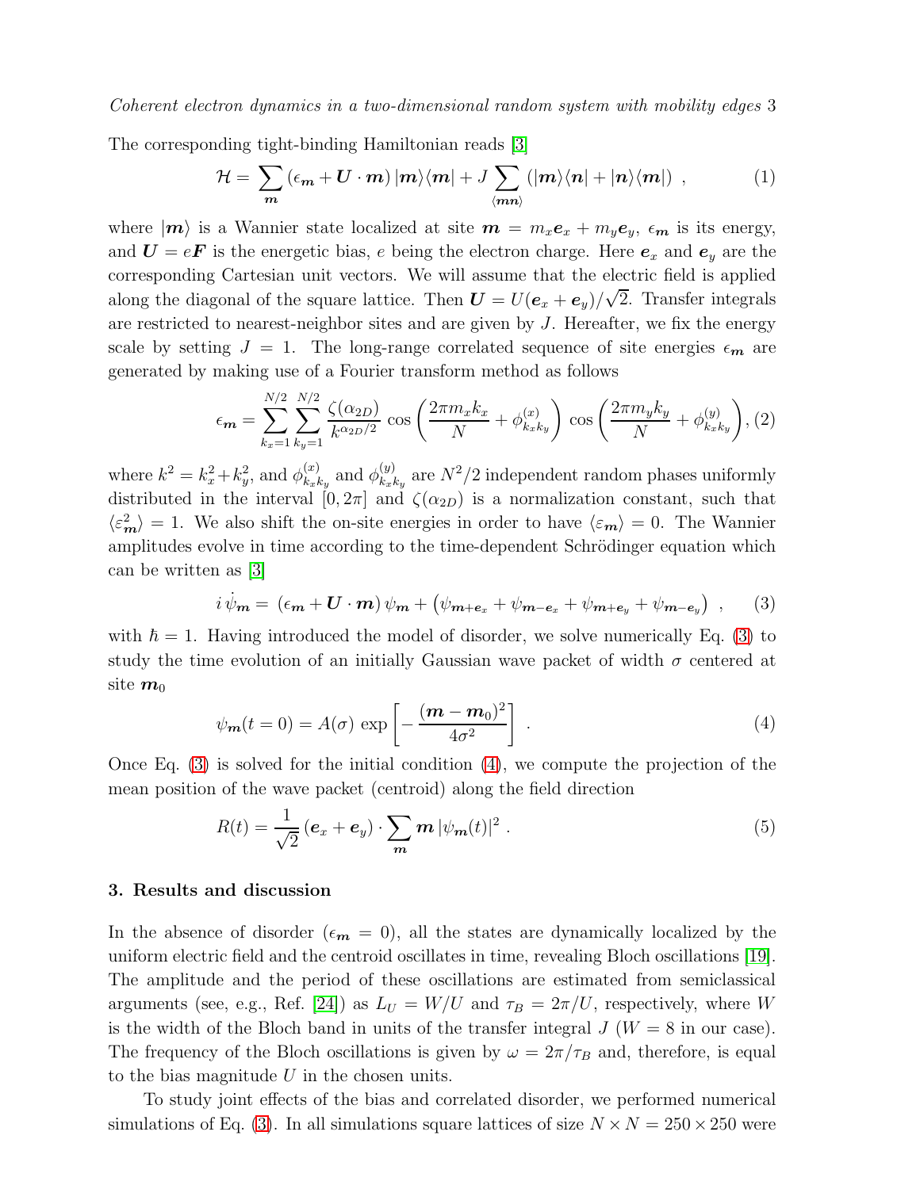The corresponding tight-binding Hamiltonian reads [3]

$$\mathcal{H} = \sum_{\boldsymbol{m}} \left(\epsilon_{\boldsymbol{m}} + \boldsymbol{U}\cdot\boldsymbol{m}\right)|\boldsymbol{m}\rangle\langle\boldsymbol{m}| + J\sum_{\langle\boldsymbol{mn}\rangle}\left(|\boldsymbol{m}\rangle\langle\boldsymbol{n}| + |\boldsymbol{n}\rangle\langle\boldsymbol{m}|\right)\ , \tag{1}$$

where $|\boldsymbol{m}\rangle$ is a Wannier state localized at site $\boldsymbol{m} = m_x\boldsymbol{e}_x + m_y\boldsymbol{e}_y$, $\epsilon_{\boldsymbol{m}}$ is its energy, and $\boldsymbol{U} = e\boldsymbol{F}$ is the energetic bias, $e$ being the electron charge. Here $\boldsymbol{e}_x$ and $\boldsymbol{e}_y$ are the corresponding Cartesian unit vectors. We will assume that the electric field is applied along the diagonal of the square lattice. Then $\boldsymbol{U} = U(\boldsymbol{e}_x + \boldsymbol{e}_y)/\sqrt{2}$. Transfer integrals are restricted to nearest-neighbor sites and are given by $J$. Hereafter, we fix the energy scale by setting $J = 1$. The long-range correlated sequence of site energies $\epsilon_{\boldsymbol{m}}$ are generated by making use of a Fourier transform method as follows

$$\epsilon_{\boldsymbol{m}} = \sum_{k_x=1}^{N/2}\sum_{k_y=1}^{N/2}\frac{\zeta(\alpha_{2D})}{k^{\alpha_{2D}/2}}\cos\left(\frac{2\pi m_x k_x}{N} + \phi^{(x)}_{k_x k_y}\right)\cos\left(\frac{2\pi m_y k_y}{N} + \phi^{(y)}_{k_x k_y}\right), \tag{2}$$

where $k^2 = k_x^2 + k_y^2$, and $\phi^{(x)}_{k_x k_y}$ and $\phi^{(y)}_{k_x k_y}$ are $N^2/2$ independent random phases uniformly distributed in the interval $[0, 2\pi]$ and $\zeta(\alpha_{2D})$ is a normalization constant, such that $\langle\varepsilon^2_{\boldsymbol{m}}\rangle = 1$. We also shift the on-site energies in order to have $\langle\varepsilon_{\boldsymbol{m}}\rangle = 0$. The Wannier amplitudes evolve in time according to the time-dependent Schrödinger equation which can be written as [3]

$$i\,\dot{\psi}_{\boldsymbol{m}} = \left(\epsilon_{\boldsymbol{m}} + \boldsymbol{U}\cdot\boldsymbol{m}\right)\psi_{\boldsymbol{m}} + \left(\psi_{\boldsymbol{m}+\boldsymbol{e}_x} + \psi_{\boldsymbol{m}-\boldsymbol{e}_x} + \psi_{\boldsymbol{m}+\boldsymbol{e}_y} + \psi_{\boldsymbol{m}-\boldsymbol{e}_y}\right)\ , \tag{3}$$

with $\hbar = 1$. Having introduced the model of disorder, we solve numerically Eq. (3) to study the time evolution of an initially Gaussian wave packet of width $\sigma$ centered at site $\boldsymbol{m}_0$

$$\psi_{\boldsymbol{m}}(t=0) = A(\sigma)\,\exp\left[-\frac{(\boldsymbol{m}-\boldsymbol{m}_0)^2}{4\sigma^2}\right]\ . \tag{4}$$

Once Eq. (3) is solved for the initial condition (4), we compute the projection of the mean position of the wave packet (centroid) along the field direction

$$R(t) = \frac{1}{\sqrt{2}}\left(\boldsymbol{e}_x + \boldsymbol{e}_y\right)\cdot\sum_{\boldsymbol{m}}\boldsymbol{m}\,|\psi_{\boldsymbol{m}}(t)|^2\ . \tag{5}$$

## 3. Results and discussion

In the absence of disorder ($\epsilon_{\boldsymbol{m}} = 0$), all the states are dynamically localized by the uniform electric field and the centroid oscillates in time, revealing Bloch oscillations [19]. The amplitude and the period of these oscillations are estimated from semiclassical arguments (see, e.g., Ref. [24]) as $L_U = W/U$ and $\tau_B = 2\pi/U$, respectively, where $W$ is the width of the Bloch band in units of the transfer integral $J$ ($W = 8$ in our case). The frequency of the Bloch oscillations is given by $\omega = 2\pi/\tau_B$ and, therefore, is equal to the bias magnitude $U$ in the chosen units.

To study joint effects of the bias and correlated disorder, we performed numerical simulations of Eq. (3). In all simulations square lattices of size $N \times N = 250 \times 250$ were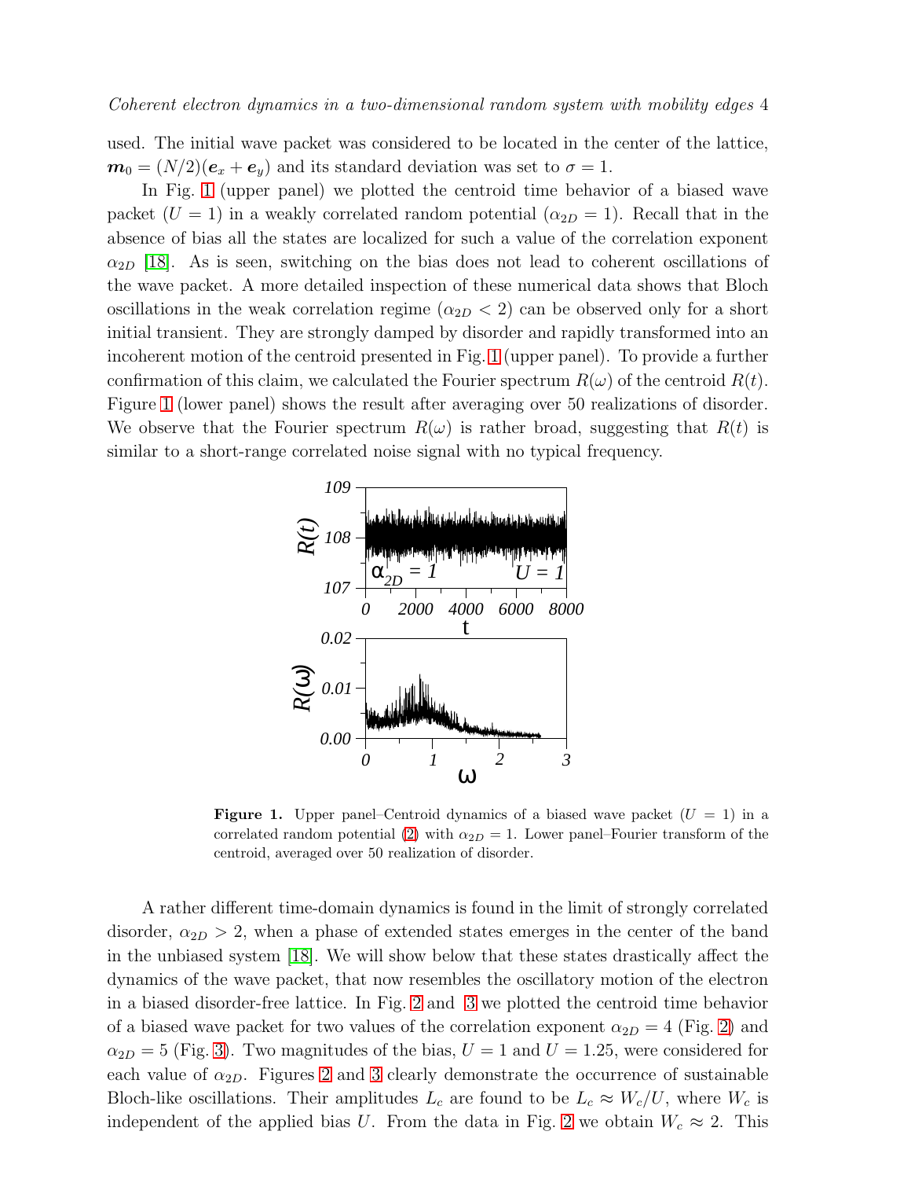used. The initial wave packet was considered to be located in the center of the lattice, $\boldsymbol{m}_0 = (N/2)(\boldsymbol{e}_x + \boldsymbol{e}_y)$ and its standard deviation was set to $\sigma = 1$.

In Fig. 1 (upper panel) we plotted the centroid time behavior of a biased wave packet ($U = 1$) in a weakly correlated random potential ($\alpha_{2D} = 1$). Recall that in the absence of bias all the states are localized for such a value of the correlation exponent $\alpha_{2D}$ [18]. As is seen, switching on the bias does not lead to coherent oscillations of the wave packet. A more detailed inspection of these numerical data shows that Bloch oscillations in the weak correlation regime ($\alpha_{2D} < 2$) can be observed only for a short initial transient. They are strongly damped by disorder and rapidly transformed into an incoherent motion of the centroid presented in Fig. 1 (upper panel). To provide a further confirmation of this claim, we calculated the Fourier spectrum $R(\omega)$ of the centroid $R(t)$. Figure 1 (lower panel) shows the result after averaging over 50 realizations of disorder. We observe that the Fourier spectrum $R(\omega)$ is rather broad, suggesting that $R(t)$ is similar to a short-range correlated noise signal with no typical frequency.

**Figure 1.** Upper panel–Centroid dynamics of a biased wave packet ($U = 1$) in a correlated random potential (2) with $\alpha_{2D} = 1$. Lower panel–Fourier transform of the centroid, averaged over 50 realization of disorder.

A rather different time-domain dynamics is found in the limit of strongly correlated disorder, $\alpha_{2D} > 2$, when a phase of extended states emerges in the center of the band in the unbiased system [18]. We will show below that these states drastically affect the dynamics of the wave packet, that now resembles the oscillatory motion of the electron in a biased disorder-free lattice. In Fig. 2 and 3 we plotted the centroid time behavior of a biased wave packet for two values of the correlation exponent $\alpha_{2D} = 4$ (Fig. 2) and $\alpha_{2D} = 5$ (Fig. 3). Two magnitudes of the bias, $U = 1$ and $U = 1.25$, were considered for each value of $\alpha_{2D}$. Figures 2 and 3 clearly demonstrate the occurrence of sustainable Bloch-like oscillations. Their amplitudes $L_c$ are found to be $L_c \approx W_c/U$, where $W_c$ is independent of the applied bias $U$. From the data in Fig. 2 we obtain $W_c \approx 2$. This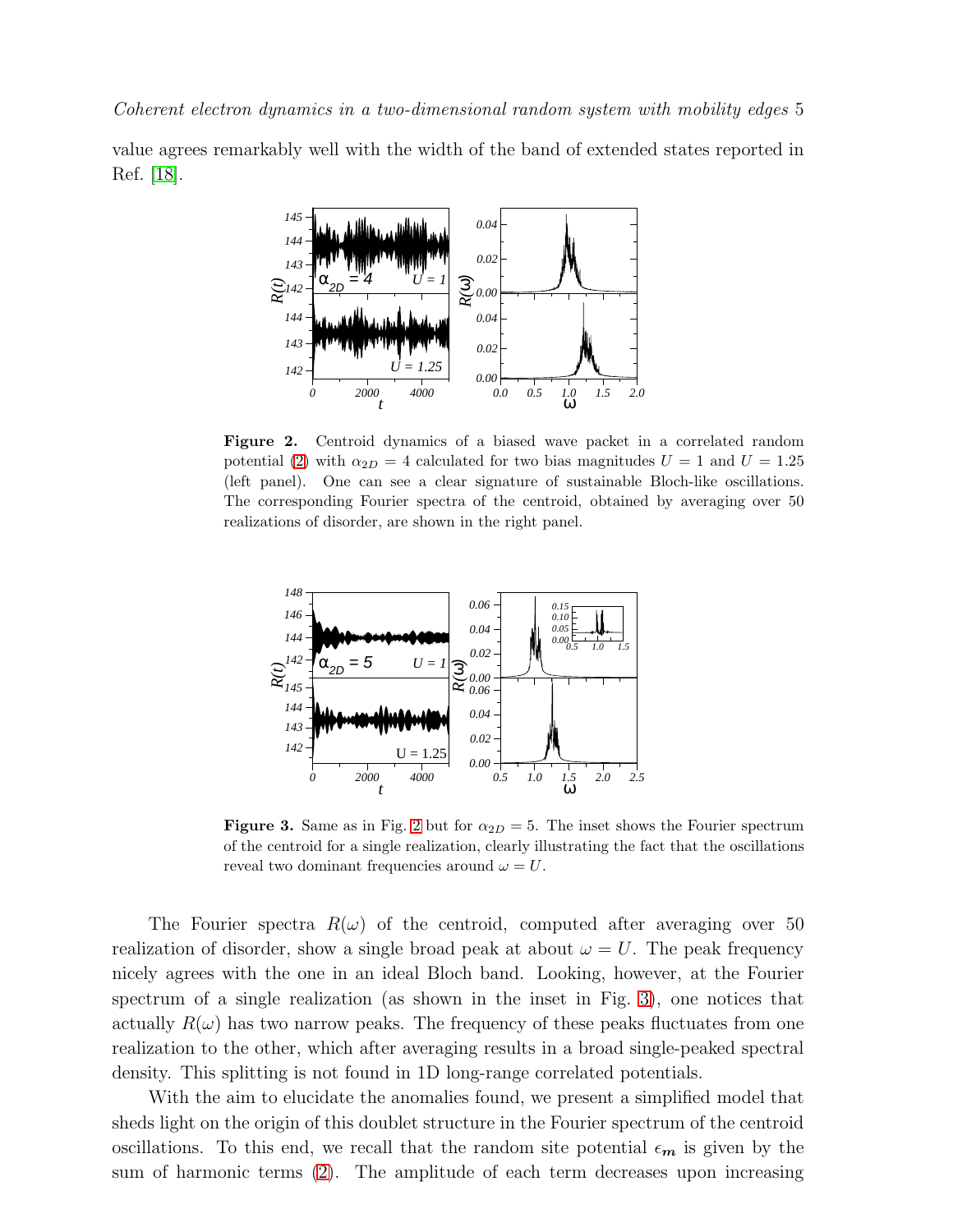value agrees remarkably well with the width of the band of extended states reported in Ref. [18].

**Figure 2.** Centroid dynamics of a biased wave packet in a correlated random potential (2) with $\alpha_{2D} = 4$ calculated for two bias magnitudes $U = 1$ and $U = 1.25$ (left panel). One can see a clear signature of sustainable Bloch-like oscillations. The corresponding Fourier spectra of the centroid, obtained by averaging over 50 realizations of disorder, are shown in the right panel.

**Figure 3.** Same as in Fig. 2 but for $\alpha_{2D} = 5$. The inset shows the Fourier spectrum of the centroid for a single realization, clearly illustrating the fact that the oscillations reveal two dominant frequencies around $\omega = U$.

The Fourier spectra $R(\omega)$ of the centroid, computed after averaging over 50 realization of disorder, show a single broad peak at about $\omega = U$. The peak frequency nicely agrees with the one in an ideal Bloch band. Looking, however, at the Fourier spectrum of a single realization (as shown in the inset in Fig. 3), one notices that actually $R(\omega)$ has two narrow peaks. The frequency of these peaks fluctuates from one realization to the other, which after averaging results in a broad single-peaked spectral density. This splitting is not found in 1D long-range correlated potentials.

With the aim to elucidate the anomalies found, we present a simplified model that sheds light on the origin of this doublet structure in the Fourier spectrum of the centroid oscillations. To this end, we recall that the random site potential $\epsilon_{\boldsymbol{m}}$ is given by the sum of harmonic terms (2). The amplitude of each term decreases upon increasing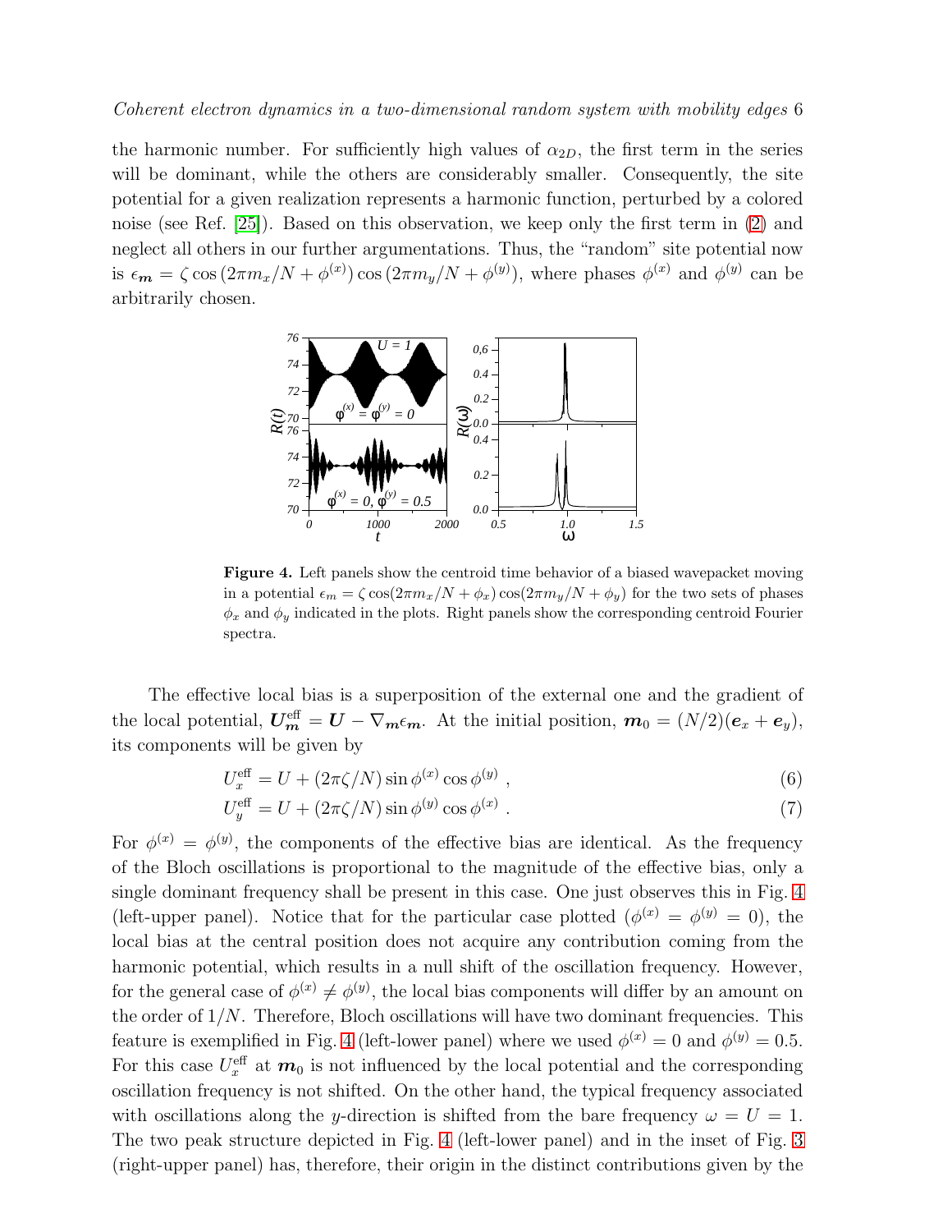the harmonic number. For sufficiently high values of $\alpha_{2D}$, the first term in the series will be dominant, while the others are considerably smaller. Consequently, the site potential for a given realization represents a harmonic function, perturbed by a colored noise (see Ref. [25]). Based on this observation, we keep only the first term in (2) and neglect all others in our further argumentations. Thus, the "random" site potential now is $\epsilon_{\boldsymbol{m}} = \zeta \cos\left(2\pi m_x/N + \phi^{(x)}\right) \cos\left(2\pi m_y/N + \phi^{(y)}\right)$, where phases $\phi^{(x)}$ and $\phi^{(y)}$ can be arbitrarily chosen.

**Figure 4.** Left panels show the centroid time behavior of a biased wavepacket moving in a potential $\epsilon_m = \zeta \cos(2\pi m_x/N + \phi_x) \cos(2\pi m_y/N + \phi_y)$ for the two sets of phases $\phi_x$ and $\phi_y$ indicated in the plots. Right panels show the corresponding centroid Fourier spectra.

The effective local bias is a superposition of the external one and the gradient of the local potential, $\boldsymbol{U}^{\rm eff}_{\boldsymbol{m}} = \boldsymbol{U} - \nabla_{\boldsymbol{m}} \epsilon_{\boldsymbol{m}}$. At the initial position, $\boldsymbol{m}_0 = (N/2)(\boldsymbol{e}_x + \boldsymbol{e}_y)$, its components will be given by

$$U^{\rm eff}_x = U + (2\pi\zeta/N) \sin\phi^{(x)} \cos\phi^{(y)} \ , \tag{6}$$

$$U^{\rm eff}_y = U + (2\pi\zeta/N) \sin\phi^{(y)} \cos\phi^{(x)} \ . \tag{7}$$

For $\phi^{(x)} = \phi^{(y)}$, the components of the effective bias are identical. As the frequency of the Bloch oscillations is proportional to the magnitude of the effective bias, only a single dominant frequency shall be present in this case. One just observes this in Fig. 4 (left-upper panel). Notice that for the particular case plotted ($\phi^{(x)} = \phi^{(y)} = 0$), the local bias at the central position does not acquire any contribution coming from the harmonic potential, which results in a null shift of the oscillation frequency. However, for the general case of $\phi^{(x)} \neq \phi^{(y)}$, the local bias components will differ by an amount on the order of $1/N$. Therefore, Bloch oscillations will have two dominant frequencies. This feature is exemplified in Fig. 4 (left-lower panel) where we used $\phi^{(x)} = 0$ and $\phi^{(y)} = 0.5$. For this case $U^{\rm eff}_x$ at $\boldsymbol{m}_0$ is not influenced by the local potential and the corresponding oscillation frequency is not shifted. On the other hand, the typical frequency associated with oscillations along the $y$-direction is shifted from the bare frequency $\omega = U = 1$. The two peak structure depicted in Fig. 4 (left-lower panel) and in the inset of Fig. 3 (right-upper panel) has, therefore, their origin in the distinct contributions given by the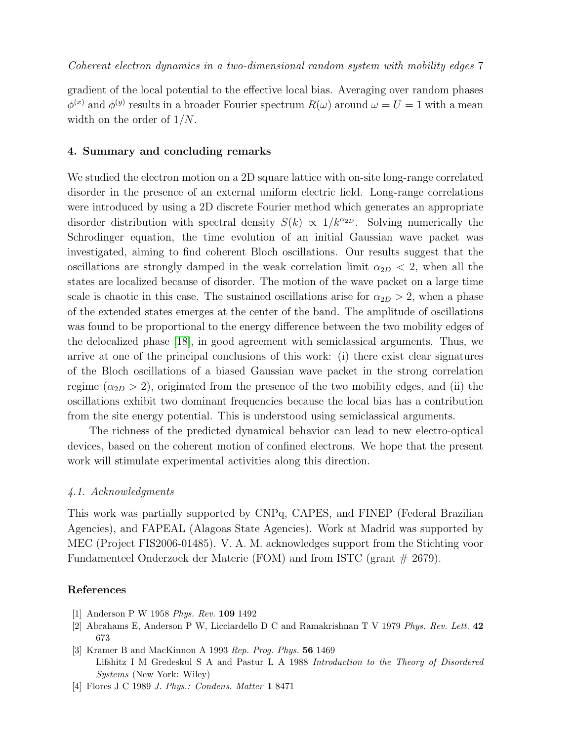gradient of the local potential to the effective local bias. Averaging over random phases $\phi^{(x)}$ and $\phi^{(y)}$ results in a broader Fourier spectrum $R(\omega)$ around $\omega = U = 1$ with a mean width on the order of $1/N$.

## 4. Summary and concluding remarks

We studied the electron motion on a 2D square lattice with on-site long-range correlated disorder in the presence of an external uniform electric field. Long-range correlations were introduced by using a 2D discrete Fourier method which generates an appropriate disorder distribution with spectral density $S(k) \propto 1/k^{\alpha_{2D}}$. Solving numerically the Schrodinger equation, the time evolution of an initial Gaussian wave packet was investigated, aiming to find coherent Bloch oscillations. Our results suggest that the oscillations are strongly damped in the weak correlation limit $\alpha_{2D} < 2$, when all the states are localized because of disorder. The motion of the wave packet on a large time scale is chaotic in this case. The sustained oscillations arise for $\alpha_{2D} > 2$, when a phase of the extended states emerges at the center of the band. The amplitude of oscillations was found to be proportional to the energy difference between the two mobility edges of the delocalized phase [18], in good agreement with semiclassical arguments. Thus, we arrive at one of the principal conclusions of this work: (i) there exist clear signatures of the Bloch oscillations of a biased Gaussian wave packet in the strong correlation regime ($\alpha_{2D} > 2$), originated from the presence of the two mobility edges, and (ii) the oscillations exhibit two dominant frequencies because the local bias has a contribution from the site energy potential. This is understood using semiclassical arguments.

The richness of the predicted dynamical behavior can lead to new electro-optical devices, based on the coherent motion of confined electrons. We hope that the present work will stimulate experimental activities along this direction.

### *4.1. Acknowledgments*

This work was partially supported by CNPq, CAPES, and FINEP (Federal Brazilian Agencies), and FAPEAL (Alagoas State Agencies). Work at Madrid was supported by MEC (Project FIS2006-01485). V. A. M. acknowledges support from the Stichting voor Fundamenteel Onderzoek der Materie (FOM) and from ISTC (grant # 2679).

## References

[1] Anderson P W 1958 *Phys. Rev.* **109** 1492

[2] Abrahams E, Anderson P W, Licciardello D C and Ramakrishnan T V 1979 *Phys. Rev. Lett.* **42** 673

[3] Kramer B and MacKinnon A 1993 *Rep. Prog. Phys.* **56** 1469
Lifshitz I M Gredeskul S A and Pastur L A 1988 *Introduction to the Theory of Disordered Systems* (New York: Wiley)

[4] Flores J C 1989 *J. Phys.: Condens. Matter* **1** 8471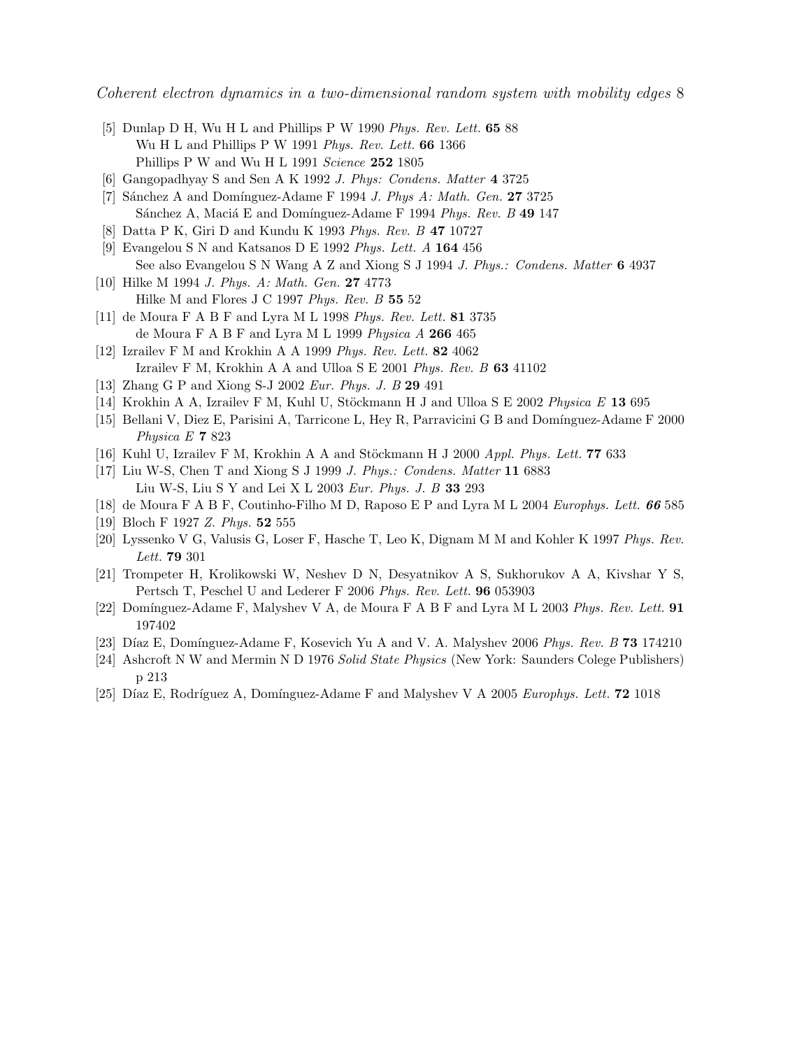[5] Dunlap D H, Wu H L and Phillips P W 1990 *Phys. Rev. Lett.* **65** 88
Wu H L and Phillips P W 1991 *Phys. Rev. Lett.* **66** 1366
Phillips P W and Wu H L 1991 *Science* **252** 1805

[6] Gangopadhyay S and Sen A K 1992 *J. Phys: Condens. Matter* **4** 3725

[7] Sánchez A and Domínguez-Adame F 1994 *J. Phys A: Math. Gen.* **27** 3725
Sánchez A, Maciá E and Domínguez-Adame F 1994 *Phys. Rev. B* **49** 147

[8] Datta P K, Giri D and Kundu K 1993 *Phys. Rev. B* **47** 10727

[9] Evangelou S N and Katsanos D E 1992 *Phys. Lett. A* **164** 456
See also Evangelou S N Wang A Z and Xiong S J 1994 *J. Phys.: Condens. Matter* **6** 4937

[10] Hilke M 1994 *J. Phys. A: Math. Gen.* **27** 4773
Hilke M and Flores J C 1997 *Phys. Rev. B* **55** 52

[11] de Moura F A B F and Lyra M L 1998 *Phys. Rev. Lett.* **81** 3735
de Moura F A B F and Lyra M L 1999 *Physica A* **266** 465

[12] Izrailev F M and Krokhin A A 1999 *Phys. Rev. Lett.* **82** 4062
Izrailev F M, Krokhin A A and Ulloa S E 2001 *Phys. Rev. B* **63** 41102

[13] Zhang G P and Xiong S-J 2002 *Eur. Phys. J. B* **29** 491

[14] Krokhin A A, Izrailev F M, Kuhl U, Stöckmann H J and Ulloa S E 2002 *Physica E* **13** 695

[15] Bellani V, Diez E, Parisini A, Tarricone L, Hey R, Parravicini G B and Domínguez-Adame F 2000 *Physica E* **7** 823

[16] Kuhl U, Izrailev F M, Krokhin A A and Stöckmann H J 2000 *Appl. Phys. Lett.* **77** 633

[17] Liu W-S, Chen T and Xiong S J 1999 *J. Phys.: Condens. Matter* **11** 6883
Liu W-S, Liu S Y and Lei X L 2003 *Eur. Phys. J. B* **33** 293

[18] de Moura F A B F, Coutinho-Filho M D, Raposo E P and Lyra M L 2004 *Europhys. Lett.* ***66*** 585

[19] Bloch F 1927 *Z. Phys.* **52** 555

[20] Lyssenko V G, Valusis G, Loser F, Hasche T, Leo K, Dignam M M and Kohler K 1997 *Phys. Rev. Lett.* **79** 301

[21] Trompeter H, Krolikowski W, Neshev D N, Desyatnikov A S, Sukhorukov A A, Kivshar Y S, Pertsch T, Peschel U and Lederer F 2006 *Phys. Rev. Lett.* **96** 053903

[22] Domínguez-Adame F, Malyshev V A, de Moura F A B F and Lyra M L 2003 *Phys. Rev. Lett.* **91** 197402

[23] Díaz E, Domínguez-Adame F, Kosevich Yu A and V. A. Malyshev 2006 *Phys. Rev. B* **73** 174210

[24] Ashcroft N W and Mermin N D 1976 *Solid State Physics* (New York: Saunders Colege Publishers) p 213

[25] Díaz E, Rodríguez A, Domínguez-Adame F and Malyshev V A 2005 *Europhys. Lett.* **72** 1018